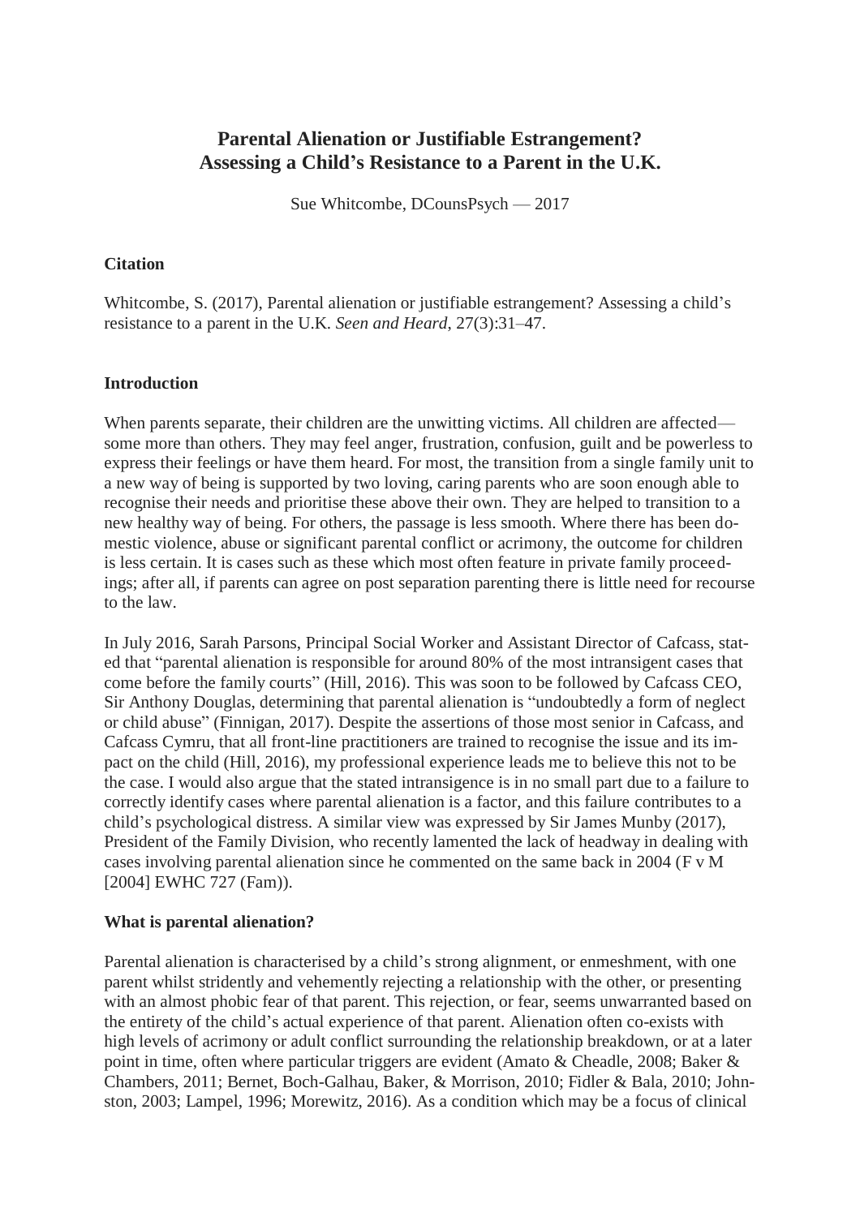# Parental Alienation or Justifiable Estrangement? Assessing a Child's Resistance to a Parent in the U.K.

Sue Whitcombe, DCounsPsych — 2017

**Citation**

Whitcombe, S. (2017), Parental alienation or justifiable estrangement? Assessing a child's resistance to a parent in the U.K. *Seen and Heard*, 27(3):31–47.

**Introduction**

When parents separate, their children are the unwitting victims. All children are affected—some more than others. They may feel anger, frustration, confusion, guilt and be powerless to express their feelings or have them heard. For most, the transition from a single family unit to a new way of being is supported by two loving, caring parents who are soon enough able to recognise their needs and prioritise these above their own. They are helped to transition to a new healthy way of being. For others, the passage is less smooth. Where there has been domestic violence, abuse or significant parental conflict or acrimony, the outcome for children is less certain. It is cases such as these which most often feature in private family proceedings; after all, if parents can agree on post separation parenting there is little need for recourse to the law.

In July 2016, Sarah Parsons, Principal Social Worker and Assistant Director of Cafcass, stated that "parental alienation is responsible for around 80% of the most intransigent cases that come before the family courts" (Hill, 2016). This was soon to be followed by Cafcass CEO, Sir Anthony Douglas, determining that parental alienation is "undoubtedly a form of neglect or child abuse" (Finnigan, 2017). Despite the assertions of those most senior in Cafcass, and Cafcass Cymru, that all front-line practitioners are trained to recognise the issue and its impact on the child (Hill, 2016), my professional experience leads me to believe this not to be the case. I would also argue that the stated intransigence is in no small part due to a failure to correctly identify cases where parental alienation is a factor, and this failure contributes to a child's psychological distress. A similar view was expressed by Sir James Munby (2017), President of the Family Division, who recently lamented the lack of headway in dealing with cases involving parental alienation since he commented on the same back in 2004 (F v M [2004] EWHC 727 (Fam)).

**What is parental alienation?**

Parental alienation is characterised by a child's strong alignment, or enmeshment, with one parent whilst stridently and vehemently rejecting a relationship with the other, or presenting with an almost phobic fear of that parent. This rejection, or fear, seems unwarranted based on the entirety of the child's actual experience of that parent. Alienation often co-exists with high levels of acrimony or adult conflict surrounding the relationship breakdown, or at a later point in time, often where particular triggers are evident (Amato & Cheadle, 2008; Baker & Chambers, 2011; Bernet, Boch-Galhau, Baker, & Morrison, 2010; Fidler & Bala, 2010; Johnston, 2003; Lampel, 1996; Morewitz, 2016). As a condition which may be a focus of clinical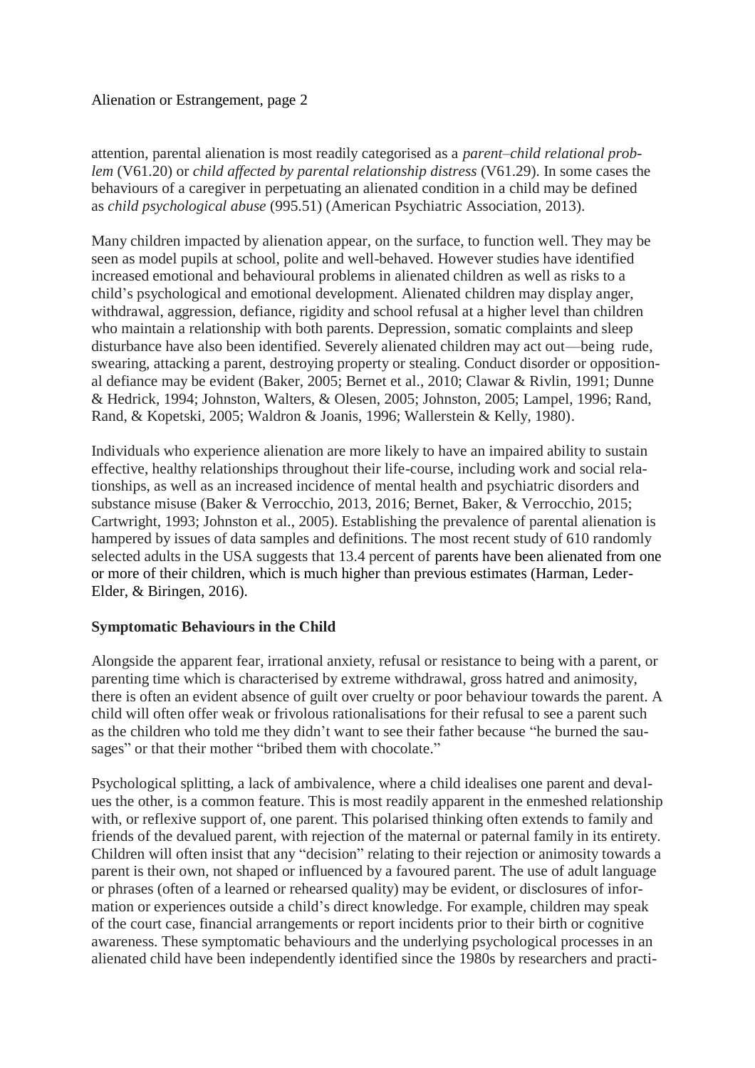attention, parental alienation is most readily categorised as a *parent–child relational problem* (V61.20) or *child affected by parental relationship distress* (V61.29). In some cases the behaviours of a caregiver in perpetuating an alienated condition in a child may be defined as *child psychological abuse* (995.51) (American Psychiatric Association, 2013).

Many children impacted by alienation appear, on the surface, to function well. They may be seen as model pupils at school, polite and well-behaved. However studies have identified increased emotional and behavioural problems in alienated children as well as risks to a child's psychological and emotional development. Alienated children may display anger, withdrawal, aggression, defiance, rigidity and school refusal at a higher level than children who maintain a relationship with both parents. Depression, somatic complaints and sleep disturbance have also been identified. Severely alienated children may act out—being rude, swearing, attacking a parent, destroying property or stealing. Conduct disorder or oppositional defiance may be evident (Baker, 2005; Bernet et al., 2010; Clawar & Rivlin, 1991; Dunne & Hedrick, 1994; Johnston, Walters, & Olesen, 2005; Johnston, 2005; Lampel, 1996; Rand, Rand, & Kopetski, 2005; Waldron & Joanis, 1996; Wallerstein & Kelly, 1980).

Individuals who experience alienation are more likely to have an impaired ability to sustain effective, healthy relationships throughout their life-course, including work and social relationships, as well as an increased incidence of mental health and psychiatric disorders and substance misuse (Baker & Verrocchio, 2013, 2016; Bernet, Baker, & Verrocchio, 2015; Cartwright, 1993; Johnston et al., 2005). Establishing the prevalence of parental alienation is hampered by issues of data samples and definitions. The most recent study of 610 randomly selected adults in the USA suggests that 13.4 percent of parents have been alienated from one or more of their children, which is much higher than previous estimates (Harman, Leder-Elder, & Biringen, 2016).

**Symptomatic Behaviours in the Child**

Alongside the apparent fear, irrational anxiety, refusal or resistance to being with a parent, or parenting time which is characterised by extreme withdrawal, gross hatred and animosity, there is often an evident absence of guilt over cruelty or poor behaviour towards the parent. A child will often offer weak or frivolous rationalisations for their refusal to see a parent such as the children who told me they didn't want to see their father because "he burned the sausages" or that their mother "bribed them with chocolate."

Psychological splitting, a lack of ambivalence, where a child idealises one parent and devalues the other, is a common feature. This is most readily apparent in the enmeshed relationship with, or reflexive support of, one parent. This polarised thinking often extends to family and friends of the devalued parent, with rejection of the maternal or paternal family in its entirety. Children will often insist that any "decision" relating to their rejection or animosity towards a parent is their own, not shaped or influenced by a favoured parent. The use of adult language or phrases (often of a learned or rehearsed quality) may be evident, or disclosures of information or experiences outside a child's direct knowledge. For example, children may speak of the court case, financial arrangements or report incidents prior to their birth or cognitive awareness. These symptomatic behaviours and the underlying psychological processes in an alienated child have been independently identified since the 1980s by researchers and practi-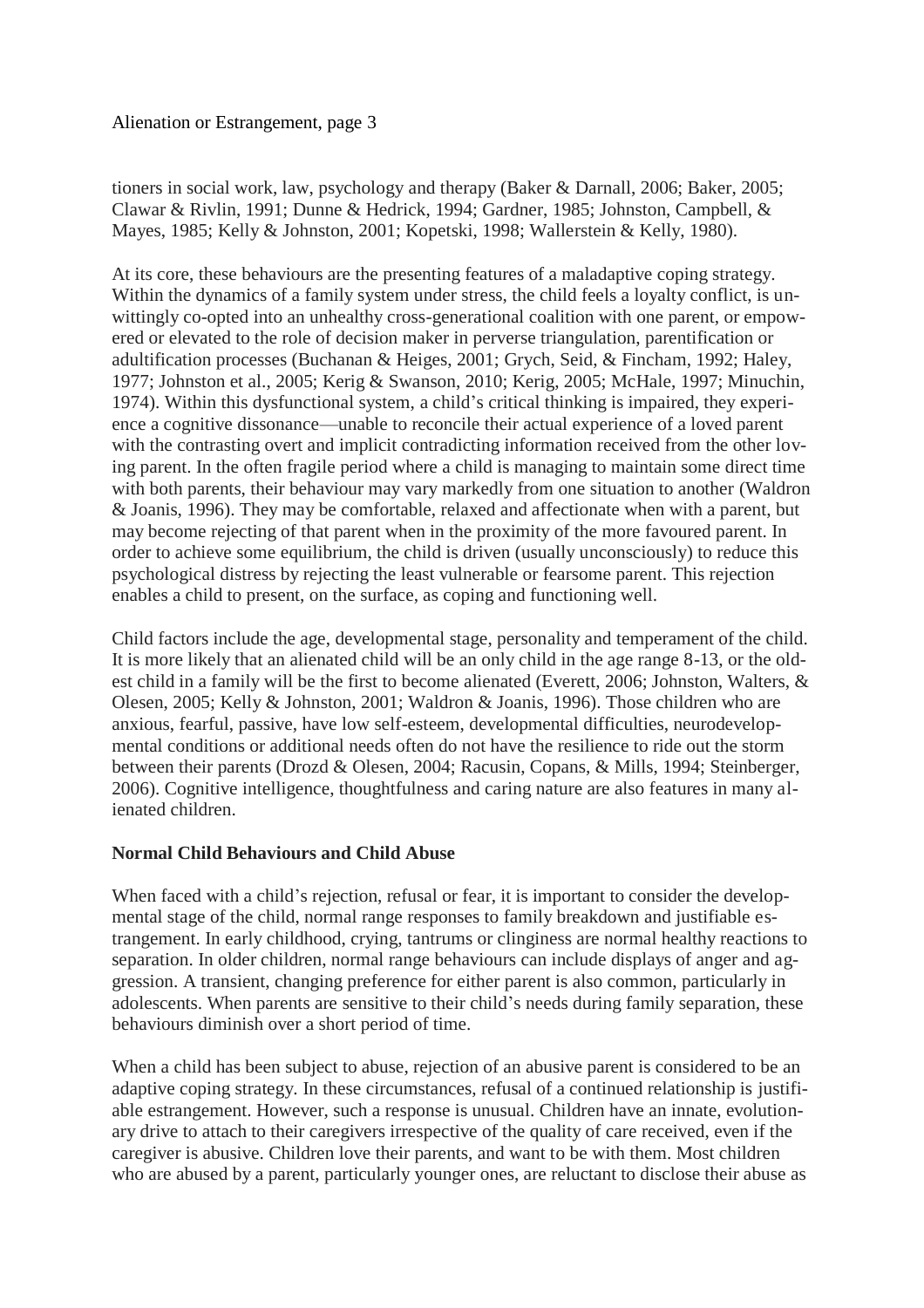tioners in social work, law, psychology and therapy (Baker & Darnall, 2006; Baker, 2005; Clawar & Rivlin, 1991; Dunne & Hedrick, 1994; Gardner, 1985; Johnston, Campbell, & Mayes, 1985; Kelly & Johnston, 2001; Kopetski, 1998; Wallerstein & Kelly, 1980).

At its core, these behaviours are the presenting features of a maladaptive coping strategy. Within the dynamics of a family system under stress, the child feels a loyalty conflict, is unwittingly co-opted into an unhealthy cross-generational coalition with one parent, or empowered or elevated to the role of decision maker in perverse triangulation, parentification or adultification processes (Buchanan & Heiges, 2001; Grych, Seid, & Fincham, 1992; Haley, 1977; Johnston et al., 2005; Kerig & Swanson, 2010; Kerig, 2005; McHale, 1997; Minuchin, 1974). Within this dysfunctional system, a child's critical thinking is impaired, they experience a cognitive dissonance—unable to reconcile their actual experience of a loved parent with the contrasting overt and implicit contradicting information received from the other loving parent. In the often fragile period where a child is managing to maintain some direct time with both parents, their behaviour may vary markedly from one situation to another (Waldron & Joanis, 1996). They may be comfortable, relaxed and affectionate when with a parent, but may become rejecting of that parent when in the proximity of the more favoured parent. In order to achieve some equilibrium, the child is driven (usually unconsciously) to reduce this psychological distress by rejecting the least vulnerable or fearsome parent. This rejection enables a child to present, on the surface, as coping and functioning well.

Child factors include the age, developmental stage, personality and temperament of the child. It is more likely that an alienated child will be an only child in the age range 8-13, or the oldest child in a family will be the first to become alienated (Everett, 2006; Johnston, Walters, & Olesen, 2005; Kelly & Johnston, 2001; Waldron & Joanis, 1996). Those children who are anxious, fearful, passive, have low self-esteem, developmental difficulties, neurodevelopmental conditions or additional needs often do not have the resilience to ride out the storm between their parents (Drozd & Olesen, 2004; Racusin, Copans, & Mills, 1994; Steinberger, 2006). Cognitive intelligence, thoughtfulness and caring nature are also features in many alienated children.

**Normal Child Behaviours and Child Abuse**

When faced with a child's rejection, refusal or fear, it is important to consider the developmental stage of the child, normal range responses to family breakdown and justifiable estrangement. In early childhood, crying, tantrums or clinginess are normal healthy reactions to separation. In older children, normal range behaviours can include displays of anger and aggression. A transient, changing preference for either parent is also common, particularly in adolescents. When parents are sensitive to their child's needs during family separation, these behaviours diminish over a short period of time.

When a child has been subject to abuse, rejection of an abusive parent is considered to be an adaptive coping strategy. In these circumstances, refusal of a continued relationship is justifiable estrangement. However, such a response is unusual. Children have an innate, evolutionary drive to attach to their caregivers irrespective of the quality of care received, even if the caregiver is abusive. Children love their parents, and want to be with them. Most children who are abused by a parent, particularly younger ones, are reluctant to disclose their abuse as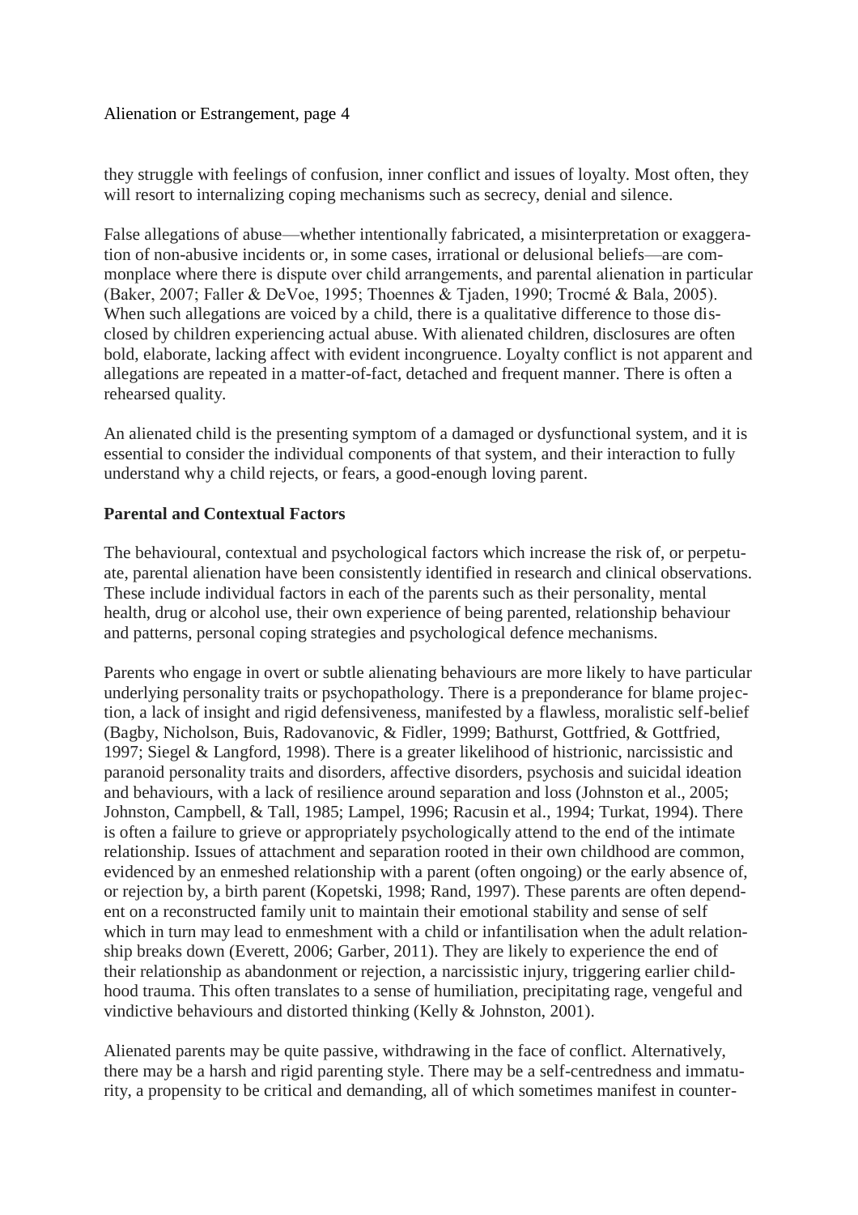they struggle with feelings of confusion, inner conflict and issues of loyalty. Most often, they will resort to internalizing coping mechanisms such as secrecy, denial and silence.

False allegations of abuse—whether intentionally fabricated, a misinterpretation or exaggeration of non-abusive incidents or, in some cases, irrational or delusional beliefs—are commonplace where there is dispute over child arrangements, and parental alienation in particular (Baker, 2007; Faller & DeVoe, 1995; Thoennes & Tjaden, 1990; Trocmé & Bala, 2005). When such allegations are voiced by a child, there is a qualitative difference to those disclosed by children experiencing actual abuse. With alienated children, disclosures are often bold, elaborate, lacking affect with evident incongruence. Loyalty conflict is not apparent and allegations are repeated in a matter-of-fact, detached and frequent manner. There is often a rehearsed quality.

An alienated child is the presenting symptom of a damaged or dysfunctional system, and it is essential to consider the individual components of that system, and their interaction to fully understand why a child rejects, or fears, a good-enough loving parent.

**Parental and Contextual Factors**

The behavioural, contextual and psychological factors which increase the risk of, or perpetuate, parental alienation have been consistently identified in research and clinical observations. These include individual factors in each of the parents such as their personality, mental health, drug or alcohol use, their own experience of being parented, relationship behaviour and patterns, personal coping strategies and psychological defence mechanisms.

Parents who engage in overt or subtle alienating behaviours are more likely to have particular underlying personality traits or psychopathology. There is a preponderance for blame projection, a lack of insight and rigid defensiveness, manifested by a flawless, moralistic self-belief (Bagby, Nicholson, Buis, Radovanovic, & Fidler, 1999; Bathurst, Gottfried, & Gottfried, 1997; Siegel & Langford, 1998). There is a greater likelihood of histrionic, narcissistic and paranoid personality traits and disorders, affective disorders, psychosis and suicidal ideation and behaviours, with a lack of resilience around separation and loss (Johnston et al., 2005; Johnston, Campbell, & Tall, 1985; Lampel, 1996; Racusin et al., 1994; Turkat, 1994). There is often a failure to grieve or appropriately psychologically attend to the end of the intimate relationship. Issues of attachment and separation rooted in their own childhood are common, evidenced by an enmeshed relationship with a parent (often ongoing) or the early absence of, or rejection by, a birth parent (Kopetski, 1998; Rand, 1997). These parents are often dependent on a reconstructed family unit to maintain their emotional stability and sense of self which in turn may lead to enmeshment with a child or infantilisation when the adult relationship breaks down (Everett, 2006; Garber, 2011). They are likely to experience the end of their relationship as abandonment or rejection, a narcissistic injury, triggering earlier childhood trauma. This often translates to a sense of humiliation, precipitating rage, vengeful and vindictive behaviours and distorted thinking (Kelly & Johnston, 2001).

Alienated parents may be quite passive, withdrawing in the face of conflict. Alternatively, there may be a harsh and rigid parenting style. There may be a self-centredness and immaturity, a propensity to be critical and demanding, all of which sometimes manifest in counter-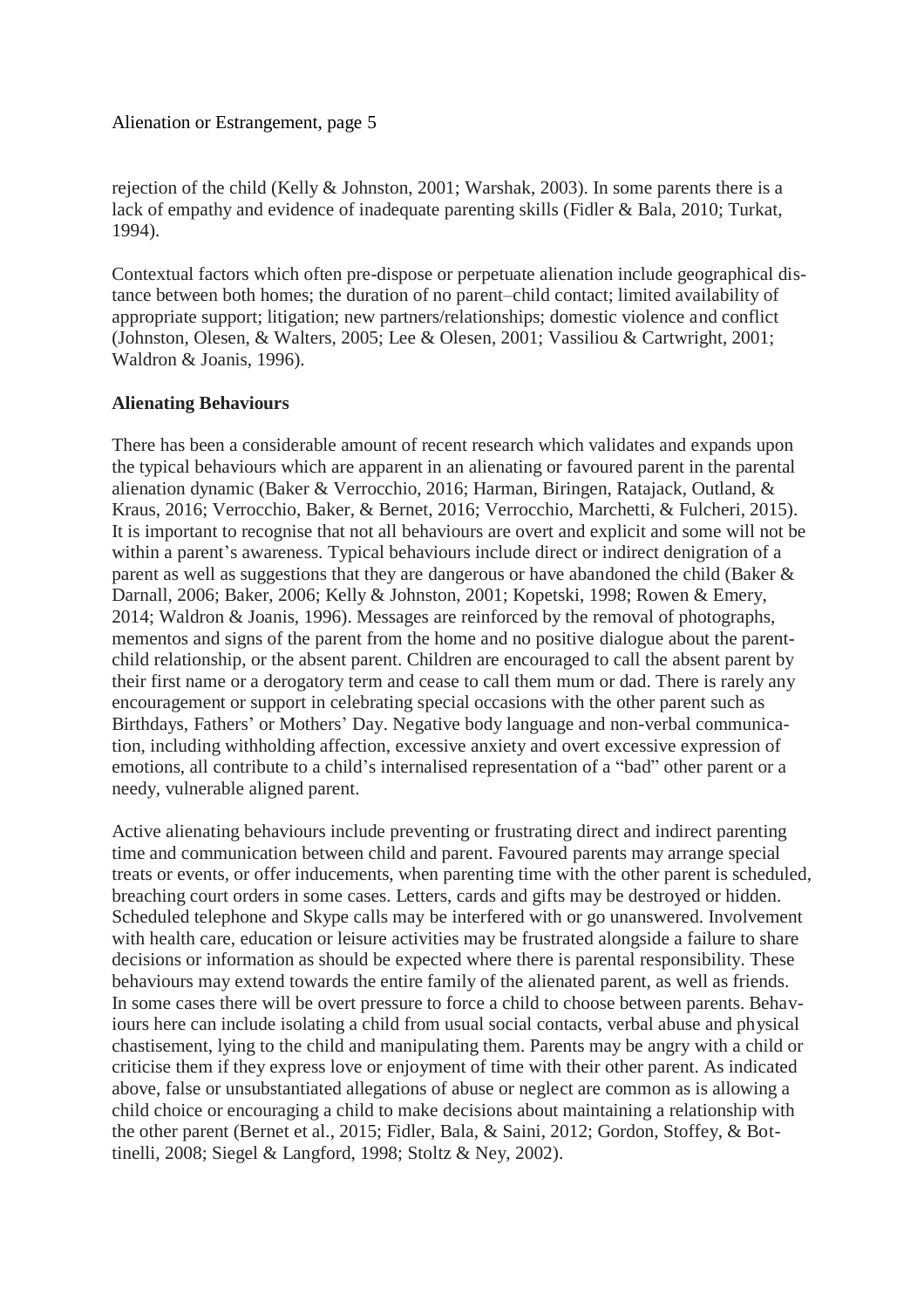rejection of the child (Kelly & Johnston, 2001; Warshak, 2003). In some parents there is a lack of empathy and evidence of inadequate parenting skills (Fidler & Bala, 2010; Turkat, 1994).

Contextual factors which often pre-dispose or perpetuate alienation include geographical distance between both homes; the duration of no parent–child contact; limited availability of appropriate support; litigation; new partners/relationships; domestic violence and conflict (Johnston, Olesen, & Walters, 2005; Lee & Olesen, 2001; Vassiliou & Cartwright, 2001; Waldron & Joanis, 1996).

**Alienating Behaviours**

There has been a considerable amount of recent research which validates and expands upon the typical behaviours which are apparent in an alienating or favoured parent in the parental alienation dynamic (Baker & Verrocchio, 2016; Harman, Biringen, Ratajack, Outland, & Kraus, 2016; Verrocchio, Baker, & Bernet, 2016; Verrocchio, Marchetti, & Fulcheri, 2015). It is important to recognise that not all behaviours are overt and explicit and some will not be within a parent's awareness. Typical behaviours include direct or indirect denigration of a parent as well as suggestions that they are dangerous or have abandoned the child (Baker & Darnall, 2006; Baker, 2006; Kelly & Johnston, 2001; Kopetski, 1998; Rowen & Emery, 2014; Waldron & Joanis, 1996). Messages are reinforced by the removal of photographs, mementos and signs of the parent from the home and no positive dialogue about the parent-child relationship, or the absent parent. Children are encouraged to call the absent parent by their first name or a derogatory term and cease to call them mum or dad. There is rarely any encouragement or support in celebrating special occasions with the other parent such as Birthdays, Fathers' or Mothers' Day. Negative body language and non-verbal communication, including withholding affection, excessive anxiety and overt excessive expression of emotions, all contribute to a child's internalised representation of a "bad" other parent or a needy, vulnerable aligned parent.

Active alienating behaviours include preventing or frustrating direct and indirect parenting time and communication between child and parent. Favoured parents may arrange special treats or events, or offer inducements, when parenting time with the other parent is scheduled, breaching court orders in some cases. Letters, cards and gifts may be destroyed or hidden. Scheduled telephone and Skype calls may be interfered with or go unanswered. Involvement with health care, education or leisure activities may be frustrated alongside a failure to share decisions or information as should be expected where there is parental responsibility. These behaviours may extend towards the entire family of the alienated parent, as well as friends. In some cases there will be overt pressure to force a child to choose between parents. Behaviours here can include isolating a child from usual social contacts, verbal abuse and physical chastisement, lying to the child and manipulating them. Parents may be angry with a child or criticise them if they express love or enjoyment of time with their other parent. As indicated above, false or unsubstantiated allegations of abuse or neglect are common as is allowing a child choice or encouraging a child to make decisions about maintaining a relationship with the other parent (Bernet et al., 2015; Fidler, Bala, & Saini, 2012; Gordon, Stoffey, & Bottinelli, 2008; Siegel & Langford, 1998; Stoltz & Ney, 2002).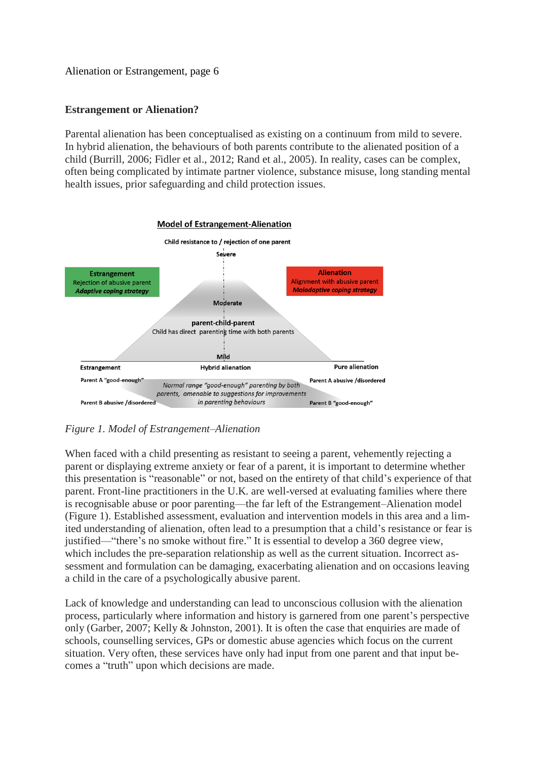### Estrangement or Alienation?

Parental alienation has been conceptualised as existing on a continuum from mild to severe. In hybrid alienation, the behaviours of both parents contribute to the alienated position of a child (Burrill, 2006; Fidler et al., 2012; Rand et al., 2005). In reality, cases can be complex, often being complicated by intimate partner violence, substance misuse, long standing mental health issues, prior safeguarding and child protection issues.

*Figure 1. Model of Estrangement–Alienation*

When faced with a child presenting as resistant to seeing a parent, vehemently rejecting a parent or displaying extreme anxiety or fear of a parent, it is important to determine whether this presentation is "reasonable" or not, based on the entirety of that child's experience of that parent. Front-line practitioners in the U.K. are well-versed at evaluating families where there is recognisable abuse or poor parenting—the far left of the Estrangement–Alienation model (Figure 1). Established assessment, evaluation and intervention models in this area and a limited understanding of alienation, often lead to a presumption that a child's resistance or fear is justified—"there's no smoke without fire." It is essential to develop a 360 degree view, which includes the pre-separation relationship as well as the current situation. Incorrect assessment and formulation can be damaging, exacerbating alienation and on occasions leaving a child in the care of a psychologically abusive parent.

Lack of knowledge and understanding can lead to unconscious collusion with the alienation process, particularly where information and history is garnered from one parent's perspective only (Garber, 2007; Kelly & Johnston, 2001). It is often the case that enquiries are made of schools, counselling services, GPs or domestic abuse agencies which focus on the current situation. Very often, these services have only had input from one parent and that input becomes a "truth" upon which decisions are made.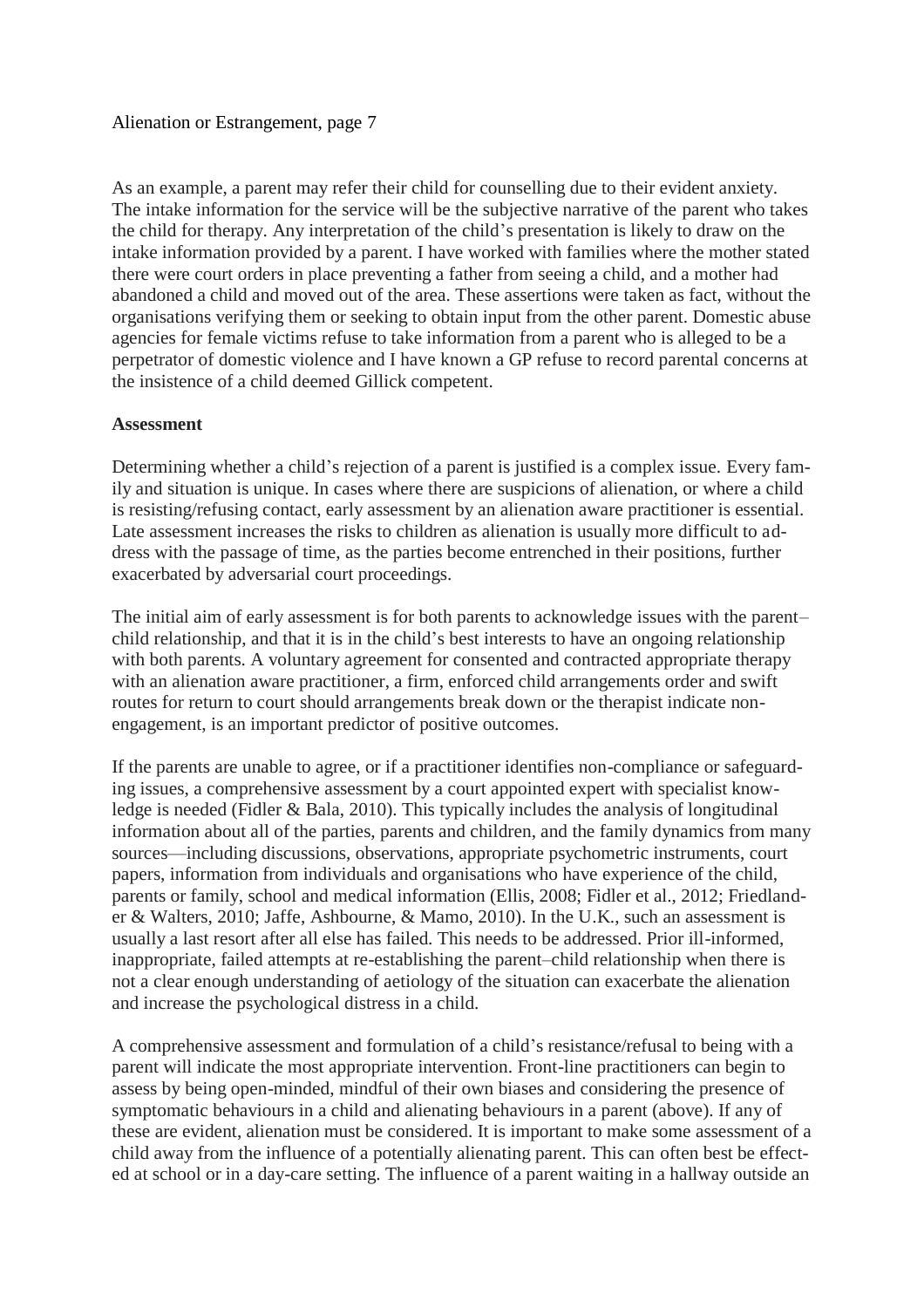As an example, a parent may refer their child for counselling due to their evident anxiety. The intake information for the service will be the subjective narrative of the parent who takes the child for therapy. Any interpretation of the child's presentation is likely to draw on the intake information provided by a parent. I have worked with families where the mother stated there were court orders in place preventing a father from seeing a child, and a mother had abandoned a child and moved out of the area. These assertions were taken as fact, without the organisations verifying them or seeking to obtain input from the other parent. Domestic abuse agencies for female victims refuse to take information from a parent who is alleged to be a perpetrator of domestic violence and I have known a GP refuse to record parental concerns at the insistence of a child deemed Gillick competent.

**Assessment**

Determining whether a child's rejection of a parent is justified is a complex issue. Every family and situation is unique. In cases where there are suspicions of alienation, or where a child is resisting/refusing contact, early assessment by an alienation aware practitioner is essential. Late assessment increases the risks to children as alienation is usually more difficult to address with the passage of time, as the parties become entrenched in their positions, further exacerbated by adversarial court proceedings.

The initial aim of early assessment is for both parents to acknowledge issues with the parent–child relationship, and that it is in the child's best interests to have an ongoing relationship with both parents. A voluntary agreement for consented and contracted appropriate therapy with an alienation aware practitioner, a firm, enforced child arrangements order and swift routes for return to court should arrangements break down or the therapist indicate non-engagement, is an important predictor of positive outcomes.

If the parents are unable to agree, or if a practitioner identifies non-compliance or safeguarding issues, a comprehensive assessment by a court appointed expert with specialist knowledge is needed (Fidler & Bala, 2010). This typically includes the analysis of longitudinal information about all of the parties, parents and children, and the family dynamics from many sources—including discussions, observations, appropriate psychometric instruments, court papers, information from individuals and organisations who have experience of the child, parents or family, school and medical information (Ellis, 2008; Fidler et al., 2012; Friedlander & Walters, 2010; Jaffe, Ashbourne, & Mamo, 2010). In the U.K., such an assessment is usually a last resort after all else has failed. This needs to be addressed. Prior ill-informed, inappropriate, failed attempts at re-establishing the parent–child relationship when there is not a clear enough understanding of aetiology of the situation can exacerbate the alienation and increase the psychological distress in a child.

A comprehensive assessment and formulation of a child's resistance/refusal to being with a parent will indicate the most appropriate intervention. Front-line practitioners can begin to assess by being open-minded, mindful of their own biases and considering the presence of symptomatic behaviours in a child and alienating behaviours in a parent (above). If any of these are evident, alienation must be considered. It is important to make some assessment of a child away from the influence of a potentially alienating parent. This can often best be effected at school or in a day-care setting. The influence of a parent waiting in a hallway outside an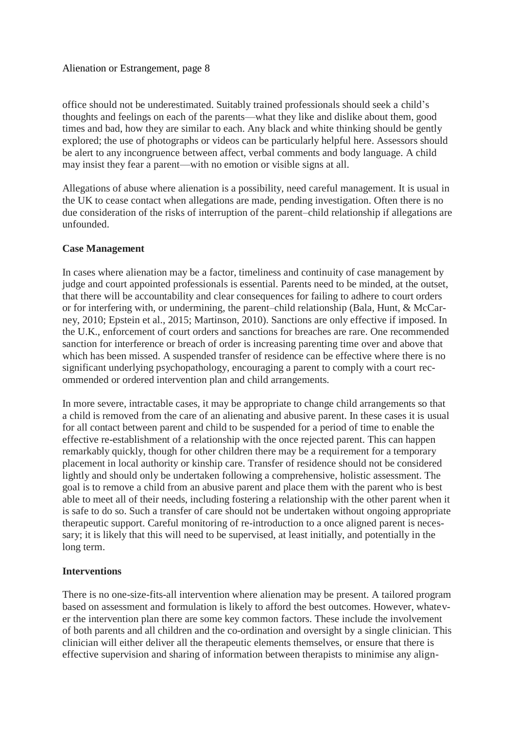office should not be underestimated. Suitably trained professionals should seek a child's thoughts and feelings on each of the parents—what they like and dislike about them, good times and bad, how they are similar to each. Any black and white thinking should be gently explored; the use of photographs or videos can be particularly helpful here. Assessors should be alert to any incongruence between affect, verbal comments and body language. A child may insist they fear a parent—with no emotion or visible signs at all.

Allegations of abuse where alienation is a possibility, need careful management. It is usual in the UK to cease contact when allegations are made, pending investigation. Often there is no due consideration of the risks of interruption of the parent–child relationship if allegations are unfounded.

**Case Management**

In cases where alienation may be a factor, timeliness and continuity of case management by judge and court appointed professionals is essential. Parents need to be minded, at the outset, that there will be accountability and clear consequences for failing to adhere to court orders or for interfering with, or undermining, the parent–child relationship (Bala, Hunt, & McCarney, 2010; Epstein et al., 2015; Martinson, 2010). Sanctions are only effective if imposed. In the U.K., enforcement of court orders and sanctions for breaches are rare. One recommended sanction for interference or breach of order is increasing parenting time over and above that which has been missed. A suspended transfer of residence can be effective where there is no significant underlying psychopathology, encouraging a parent to comply with a court recommended or ordered intervention plan and child arrangements.

In more severe, intractable cases, it may be appropriate to change child arrangements so that a child is removed from the care of an alienating and abusive parent. In these cases it is usual for all contact between parent and child to be suspended for a period of time to enable the effective re-establishment of a relationship with the once rejected parent. This can happen remarkably quickly, though for other children there may be a requirement for a temporary placement in local authority or kinship care. Transfer of residence should not be considered lightly and should only be undertaken following a comprehensive, holistic assessment. The goal is to remove a child from an abusive parent and place them with the parent who is best able to meet all of their needs, including fostering a relationship with the other parent when it is safe to do so. Such a transfer of care should not be undertaken without ongoing appropriate therapeutic support. Careful monitoring of re-introduction to a once aligned parent is necessary; it is likely that this will need to be supervised, at least initially, and potentially in the long term.

**Interventions**

There is no one-size-fits-all intervention where alienation may be present. A tailored program based on assessment and formulation is likely to afford the best outcomes. However, whatever the intervention plan there are some key common factors. These include the involvement of both parents and all children and the co-ordination and oversight by a single clinician. This clinician will either deliver all the therapeutic elements themselves, or ensure that there is effective supervision and sharing of information between therapists to minimise any align-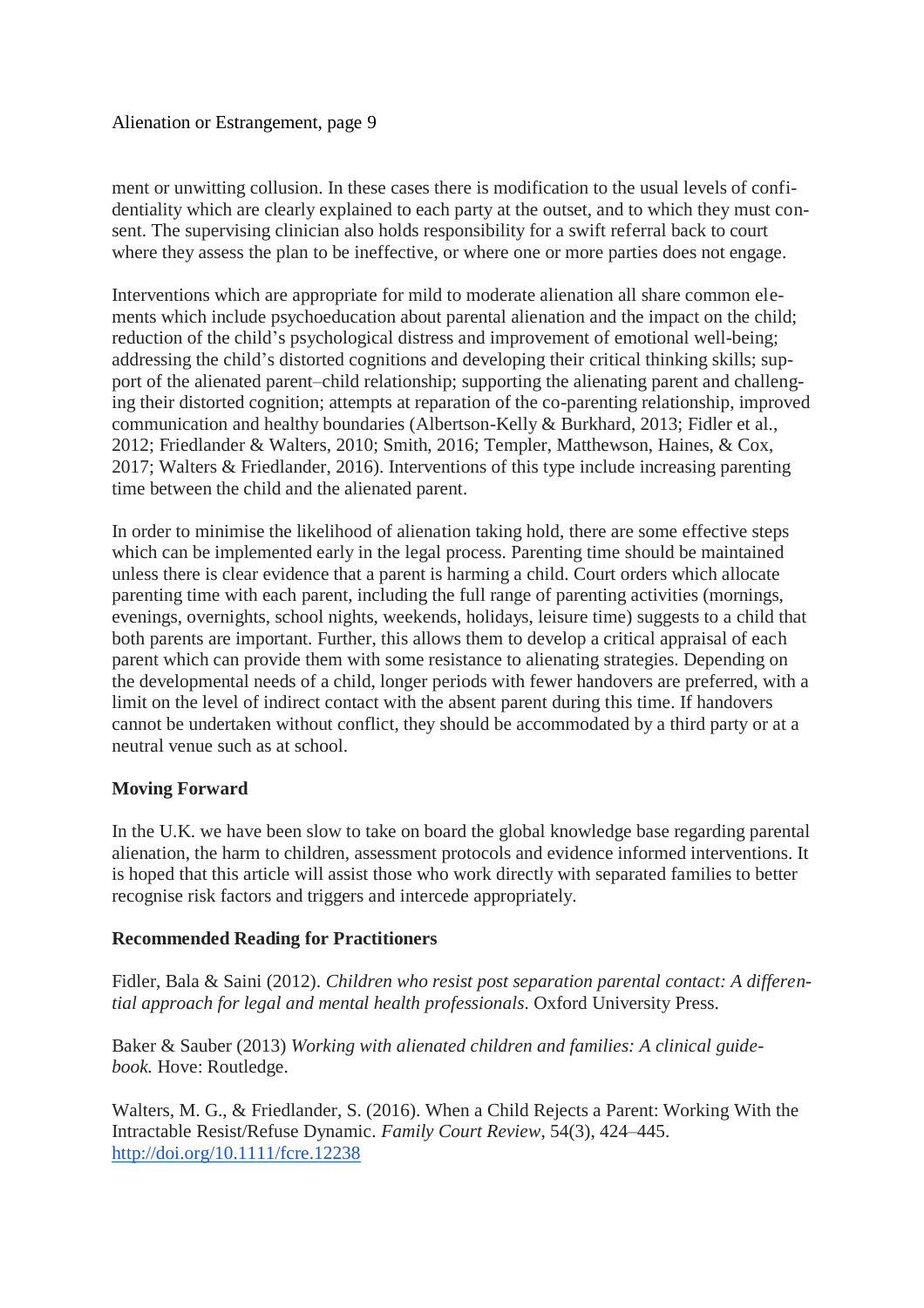ment or unwitting collusion. In these cases there is modification to the usual levels of confidentiality which are clearly explained to each party at the outset, and to which they must consent. The supervising clinician also holds responsibility for a swift referral back to court where they assess the plan to be ineffective, or where one or more parties does not engage.

Interventions which are appropriate for mild to moderate alienation all share common elements which include psychoeducation about parental alienation and the impact on the child; reduction of the child's psychological distress and improvement of emotional well-being; addressing the child's distorted cognitions and developing their critical thinking skills; support of the alienated parent–child relationship; supporting the alienating parent and challenging their distorted cognition; attempts at reparation of the co-parenting relationship, improved communication and healthy boundaries (Albertson-Kelly & Burkhard, 2013; Fidler et al., 2012; Friedlander & Walters, 2010; Smith, 2016; Templer, Matthewson, Haines, & Cox, 2017; Walters & Friedlander, 2016). Interventions of this type include increasing parenting time between the child and the alienated parent.

In order to minimise the likelihood of alienation taking hold, there are some effective steps which can be implemented early in the legal process. Parenting time should be maintained unless there is clear evidence that a parent is harming a child. Court orders which allocate parenting time with each parent, including the full range of parenting activities (mornings, evenings, overnights, school nights, weekends, holidays, leisure time) suggests to a child that both parents are important. Further, this allows them to develop a critical appraisal of each parent which can provide them with some resistance to alienating strategies. Depending on the developmental needs of a child, longer periods with fewer handovers are preferred, with a limit on the level of indirect contact with the absent parent during this time. If handovers cannot be undertaken without conflict, they should be accommodated by a third party or at a neutral venue such as at school.

**Moving Forward**

In the U.K. we have been slow to take on board the global knowledge base regarding parental alienation, the harm to children, assessment protocols and evidence informed interventions. It is hoped that this article will assist those who work directly with separated families to better recognise risk factors and triggers and intercede appropriately.

**Recommended Reading for Practitioners**

Fidler, Bala & Saini (2012). *Children who resist post separation parental contact: A differential approach for legal and mental health professionals*. Oxford University Press.

Baker & Sauber (2013) *Working with alienated children and families: A clinical guidebook.* Hove: Routledge.

Walters, M. G., & Friedlander, S. (2016). When a Child Rejects a Parent: Working With the Intractable Resist/Refuse Dynamic. *Family Court Review*, 54(3), 424–445. http://doi.org/10.1111/fcre.12238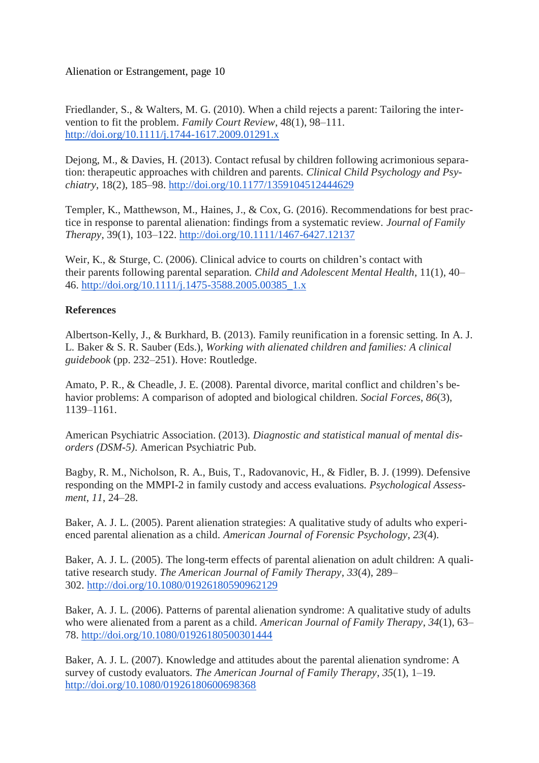Friedlander, S., & Walters, M. G. (2010). When a child rejects a parent: Tailoring the intervention to fit the problem. *Family Court Review*, 48(1), 98–111. http://doi.org/10.1111/j.1744-1617.2009.01291.x

Dejong, M., & Davies, H. (2013). Contact refusal by children following acrimonious separation: therapeutic approaches with children and parents. *Clinical Child Psychology and Psychiatry*, 18(2), 185–98. http://doi.org/10.1177/1359104512444629

Templer, K., Matthewson, M., Haines, J., & Cox, G. (2016). Recommendations for best practice in response to parental alienation: findings from a systematic review. *Journal of Family Therapy*, 39(1), 103–122. http://doi.org/10.1111/1467-6427.12137

Weir, K., & Sturge, C. (2006). Clinical advice to courts on children's contact with their parents following parental separation. *Child and Adolescent Mental Health*, 11(1), 40–46. http://doi.org/10.1111/j.1475-3588.2005.00385_1.x

**References**

Albertson-Kelly, J., & Burkhard, B. (2013). Family reunification in a forensic setting. In A. J. L. Baker & S. R. Sauber (Eds.), *Working with alienated children and families: A clinical guidebook* (pp. 232–251). Hove: Routledge.

Amato, P. R., & Cheadle, J. E. (2008). Parental divorce, marital conflict and children's behavior problems: A comparison of adopted and biological children. *Social Forces*, *86*(3), 1139–1161.

American Psychiatric Association. (2013). *Diagnostic and statistical manual of mental disorders (DSM-5)*. American Psychiatric Pub.

Bagby, R. M., Nicholson, R. A., Buis, T., Radovanovic, H., & Fidler, B. J. (1999). Defensive responding on the MMPI-2 in family custody and access evaluations. *Psychological Assessment*, *11*, 24–28.

Baker, A. J. L. (2005). Parent alienation strategies: A qualitative study of adults who experienced parental alienation as a child. *American Journal of Forensic Psychology*, *23*(4).

Baker, A. J. L. (2005). The long-term effects of parental alienation on adult children: A qualitative research study. *The American Journal of Family Therapy*, *33*(4), 289–302. http://doi.org/10.1080/01926180590962129

Baker, A. J. L. (2006). Patterns of parental alienation syndrome: A qualitative study of adults who were alienated from a parent as a child. *American Journal of Family Therapy*, *34*(1), 63–78. http://doi.org/10.1080/01926180500301444

Baker, A. J. L. (2007). Knowledge and attitudes about the parental alienation syndrome: A survey of custody evaluators. *The American Journal of Family Therapy*, *35*(1), 1–19. http://doi.org/10.1080/01926180600698368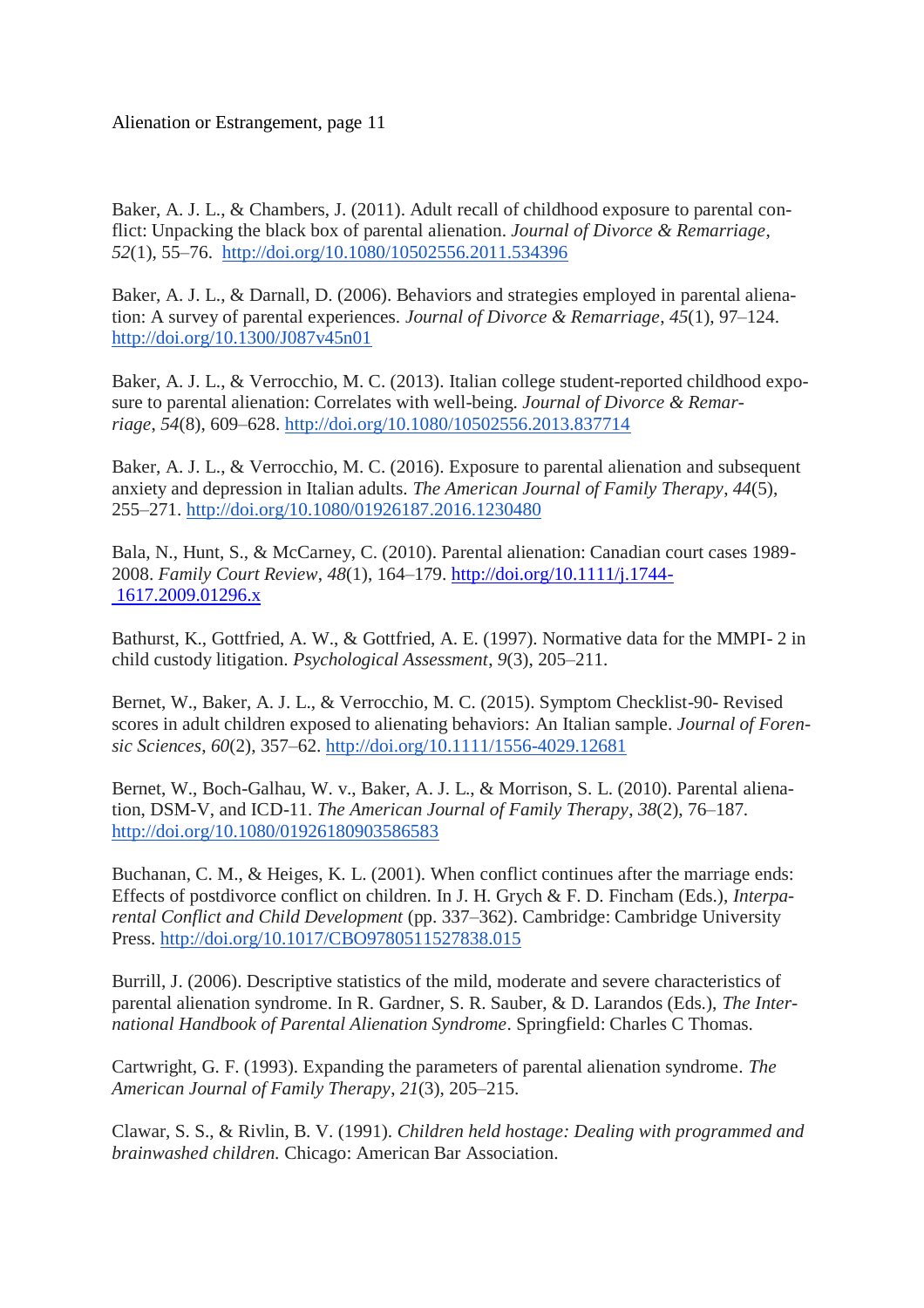Baker, A. J. L., & Chambers, J. (2011). Adult recall of childhood exposure to parental conflict: Unpacking the black box of parental alienation. *Journal of Divorce & Remarriage*, *52*(1), 55–76. http://doi.org/10.1080/10502556.2011.534396

Baker, A. J. L., & Darnall, D. (2006). Behaviors and strategies employed in parental alienation: A survey of parental experiences. *Journal of Divorce & Remarriage*, *45*(1), 97–124. http://doi.org/10.1300/J087v45n01

Baker, A. J. L., & Verrocchio, M. C. (2013). Italian college student-reported childhood exposure to parental alienation: Correlates with well-being. *Journal of Divorce & Remarriage*, *54*(8), 609–628. http://doi.org/10.1080/10502556.2013.837714

Baker, A. J. L., & Verrocchio, M. C. (2016). Exposure to parental alienation and subsequent anxiety and depression in Italian adults. *The American Journal of Family Therapy*, *44*(5), 255–271. http://doi.org/10.1080/01926187.2016.1230480

Bala, N., Hunt, S., & McCarney, C. (2010). Parental alienation: Canadian court cases 1989-2008. *Family Court Review*, *48*(1), 164–179. http://doi.org/10.1111/j.1744-1617.2009.01296.x

Bathurst, K., Gottfried, A. W., & Gottfried, A. E. (1997). Normative data for the MMPI- 2 in child custody litigation. *Psychological Assessment*, *9*(3), 205–211.

Bernet, W., Baker, A. J. L., & Verrocchio, M. C. (2015). Symptom Checklist-90- Revised scores in adult children exposed to alienating behaviors: An Italian sample. *Journal of Forensic Sciences*, *60*(2), 357–62. http://doi.org/10.1111/1556-4029.12681

Bernet, W., Boch-Galhau, W. v., Baker, A. J. L., & Morrison, S. L. (2010). Parental alienation, DSM-V, and ICD-11. *The American Journal of Family Therapy*, *38*(2), 76–187. http://doi.org/10.1080/01926180903586583

Buchanan, C. M., & Heiges, K. L. (2001). When conflict continues after the marriage ends: Effects of postdivorce conflict on children. In J. H. Grych & F. D. Fincham (Eds.), *Interparental Conflict and Child Development* (pp. 337–362). Cambridge: Cambridge University Press. http://doi.org/10.1017/CBO9780511527838.015

Burrill, J. (2006). Descriptive statistics of the mild, moderate and severe characteristics of parental alienation syndrome. In R. Gardner, S. R. Sauber, & D. Larandos (Eds.), *The International Handbook of Parental Alienation Syndrome*. Springfield: Charles C Thomas.

Cartwright, G. F. (1993). Expanding the parameters of parental alienation syndrome. *The American Journal of Family Therapy*, *21*(3), 205–215.

Clawar, S. S., & Rivlin, B. V. (1991). *Children held hostage: Dealing with programmed and brainwashed children.* Chicago: American Bar Association.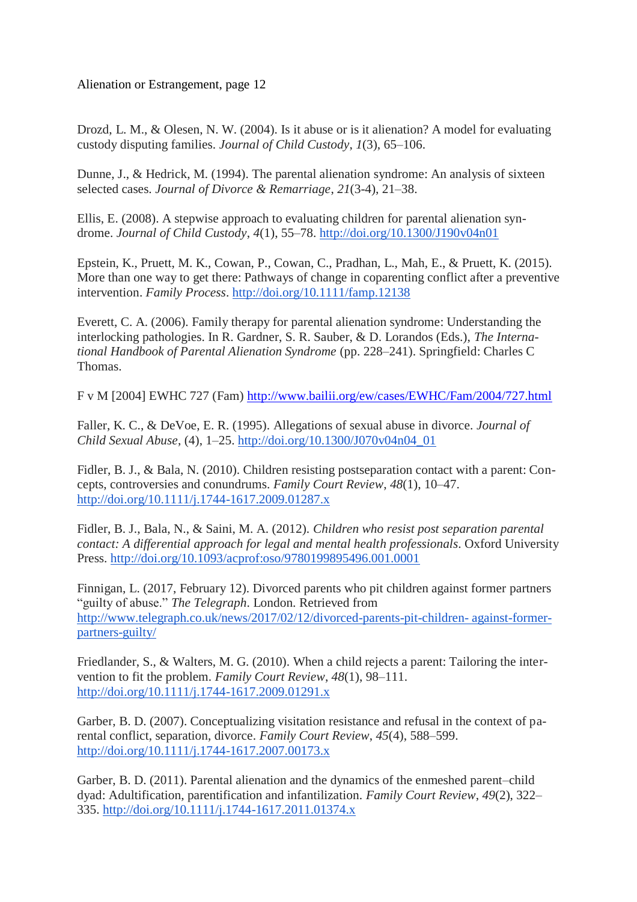Drozd, L. M., & Olesen, N. W. (2004). Is it abuse or is it alienation? A model for evaluating custody disputing families. *Journal of Child Custody*, *1*(3), 65–106.

Dunne, J., & Hedrick, M. (1994). The parental alienation syndrome: An analysis of sixteen selected cases. *Journal of Divorce & Remarriage*, *21*(3-4), 21–38.

Ellis, E. (2008). A stepwise approach to evaluating children for parental alienation syndrome. *Journal of Child Custody*, *4*(1), 55–78. http://doi.org/10.1300/J190v04n01

Epstein, K., Pruett, M. K., Cowan, P., Cowan, C., Pradhan, L., Mah, E., & Pruett, K. (2015). More than one way to get there: Pathways of change in coparenting conflict after a preventive intervention. *Family Process*. http://doi.org/10.1111/famp.12138

Everett, C. A. (2006). Family therapy for parental alienation syndrome: Understanding the interlocking pathologies. In R. Gardner, S. R. Sauber, & D. Lorandos (Eds.), *The International Handbook of Parental Alienation Syndrome* (pp. 228–241). Springfield: Charles C Thomas.

F v M [2004] EWHC 727 (Fam) http://www.bailii.org/ew/cases/EWHC/Fam/2004/727.html

Faller, K. C., & DeVoe, E. R. (1995). Allegations of sexual abuse in divorce. *Journal of Child Sexual Abuse*, (4), 1–25. http://doi.org/10.1300/J070v04n04_01

Fidler, B. J., & Bala, N. (2010). Children resisting postseparation contact with a parent: Concepts, controversies and conundrums. *Family Court Review*, *48*(1), 10–47. http://doi.org/10.1111/j.1744-1617.2009.01287.x

Fidler, B. J., Bala, N., & Saini, M. A. (2012). *Children who resist post separation parental contact: A differential approach for legal and mental health professionals*. Oxford University Press. http://doi.org/10.1093/acprof:oso/9780199895496.001.0001

Finnigan, L. (2017, February 12). Divorced parents who pit children against former partners "guilty of abuse." *The Telegraph*. London. Retrieved from http://www.telegraph.co.uk/news/2017/02/12/divorced-parents-pit-children- against-former-partners-guilty/

Friedlander, S., & Walters, M. G. (2010). When a child rejects a parent: Tailoring the intervention to fit the problem. *Family Court Review*, *48*(1), 98–111. http://doi.org/10.1111/j.1744-1617.2009.01291.x

Garber, B. D. (2007). Conceptualizing visitation resistance and refusal in the context of parental conflict, separation, divorce. *Family Court Review*, *45*(4), 588–599. http://doi.org/10.1111/j.1744-1617.2007.00173.x

Garber, B. D. (2011). Parental alienation and the dynamics of the enmeshed parent–child dyad: Adultification, parentification and infantilization. *Family Court Review*, *49*(2), 322–335. http://doi.org/10.1111/j.1744-1617.2011.01374.x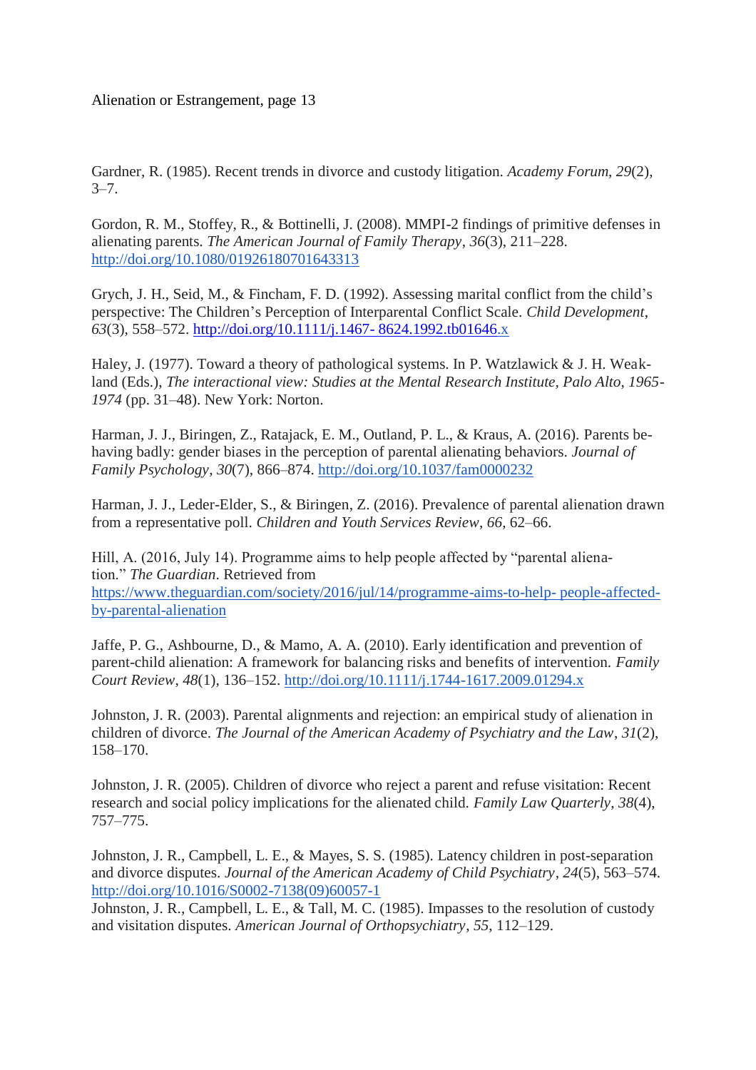Gardner, R. (1985). Recent trends in divorce and custody litigation. *Academy Forum*, *29*(2), 3–7.

Gordon, R. M., Stoffey, R., & Bottinelli, J. (2008). MMPI-2 findings of primitive defenses in alienating parents. *The American Journal of Family Therapy*, *36*(3), 211–228. http://doi.org/10.1080/01926180701643313

Grych, J. H., Seid, M., & Fincham, F. D. (1992). Assessing marital conflict from the child's perspective: The Children's Perception of Interparental Conflict Scale. *Child Development*, *63*(3), 558–572. http://doi.org/10.1111/j.1467- 8624.1992.tb01646.x

Haley, J. (1977). Toward a theory of pathological systems. In P. Watzlawick & J. H. Weak-land (Eds.), *The interactional view: Studies at the Mental Research Institute, Palo Alto, 1965-1974* (pp. 31–48). New York: Norton.

Harman, J. J., Biringen, Z., Ratajack, E. M., Outland, P. L., & Kraus, A. (2016). Parents be-having badly: gender biases in the perception of parental alienating behaviors. *Journal of Family Psychology*, *30*(7), 866–874. http://doi.org/10.1037/fam0000232

Harman, J. J., Leder-Elder, S., & Biringen, Z. (2016). Prevalence of parental alienation drawn from a representative poll. *Children and Youth Services Review*, *66*, 62–66.

Hill, A. (2016, July 14). Programme aims to help people affected by "parental aliena-tion." *The Guardian*. Retrieved from https://www.theguardian.com/society/2016/jul/14/programme-aims-to-help- people-affected-by-parental-alienation

Jaffe, P. G., Ashbourne, D., & Mamo, A. A. (2010). Early identification and prevention of parent-child alienation: A framework for balancing risks and benefits of intervention. *Family Court Review*, *48*(1), 136–152. http://doi.org/10.1111/j.1744-1617.2009.01294.x

Johnston, J. R. (2003). Parental alignments and rejection: an empirical study of alienation in children of divorce. *The Journal of the American Academy of Psychiatry and the Law*, *31*(2), 158–170.

Johnston, J. R. (2005). Children of divorce who reject a parent and refuse visitation: Recent research and social policy implications for the alienated child. *Family Law Quarterly*, *38*(4), 757–775.

Johnston, J. R., Campbell, L. E., & Mayes, S. S. (1985). Latency children in post-separation and divorce disputes. *Journal of the American Academy of Child Psychiatry*, *24*(5), 563–574. http://doi.org/10.1016/S0002-7138(09)60057-1

Johnston, J. R., Campbell, L. E., & Tall, M. C. (1985). Impasses to the resolution of custody and visitation disputes. *American Journal of Orthopsychiatry*, *55*, 112–129.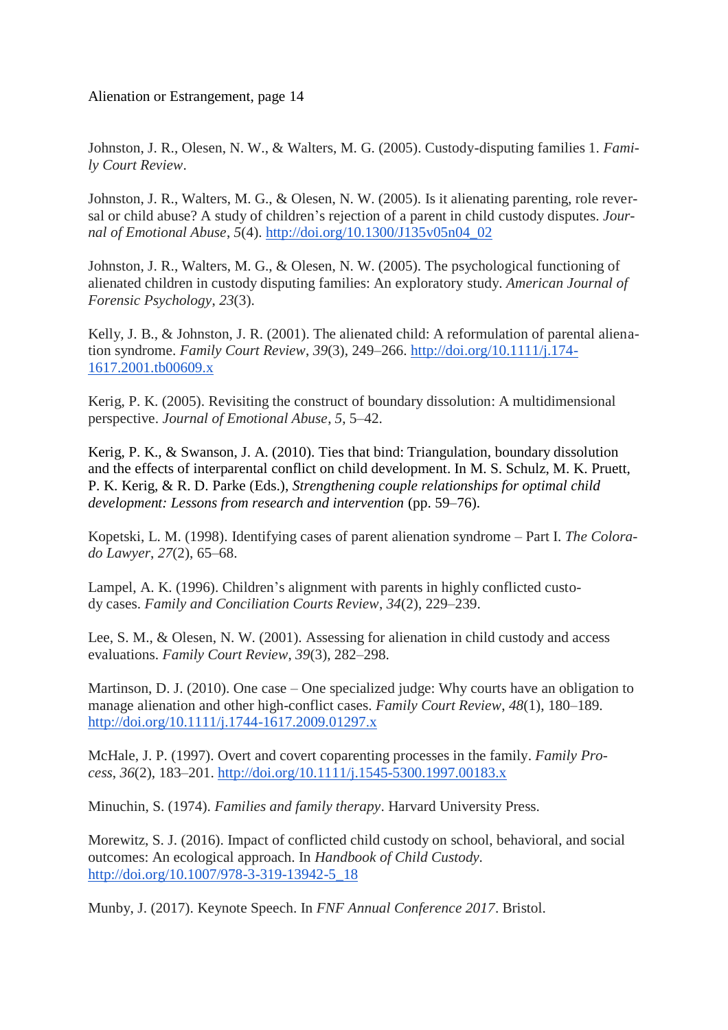Johnston, J. R., Olesen, N. W., & Walters, M. G. (2005). Custody-disputing families 1. *Family Court Review*.

Johnston, J. R., Walters, M. G., & Olesen, N. W. (2005). Is it alienating parenting, role reversal or child abuse? A study of children's rejection of a parent in child custody disputes. *Journal of Emotional Abuse*, *5*(4). http://doi.org/10.1300/J135v05n04_02

Johnston, J. R., Walters, M. G., & Olesen, N. W. (2005). The psychological functioning of alienated children in custody disputing families: An exploratory study. *American Journal of Forensic Psychology*, *23*(3).

Kelly, J. B., & Johnston, J. R. (2001). The alienated child: A reformulation of parental alienation syndrome. *Family Court Review*, *39*(3), 249–266. http://doi.org/10.1111/j.174-1617.2001.tb00609.x

Kerig, P. K. (2005). Revisiting the construct of boundary dissolution: A multidimensional perspective. *Journal of Emotional Abuse*, *5*, 5–42.

Kerig, P. K., & Swanson, J. A. (2010). Ties that bind: Triangulation, boundary dissolution and the effects of interparental conflict on child development. In M. S. Schulz, M. K. Pruett, P. K. Kerig, & R. D. Parke (Eds.), *Strengthening couple relationships for optimal child development: Lessons from research and intervention* (pp. 59–76).

Kopetski, L. M. (1998). Identifying cases of parent alienation syndrome – Part I. *The Colorado Lawyer*, *27*(2), 65–68.

Lampel, A. K. (1996). Children's alignment with parents in highly conflicted custody cases. *Family and Conciliation Courts Review*, *34*(2), 229–239.

Lee, S. M., & Olesen, N. W. (2001). Assessing for alienation in child custody and access evaluations. *Family Court Review*, *39*(3), 282–298.

Martinson, D. J. (2010). One case – One specialized judge: Why courts have an obligation to manage alienation and other high-conflict cases. *Family Court Review*, *48*(1), 180–189. http://doi.org/10.1111/j.1744-1617.2009.01297.x

McHale, J. P. (1997). Overt and covert coparenting processes in the family. *Family Process*, *36*(2), 183–201. http://doi.org/10.1111/j.1545-5300.1997.00183.x

Minuchin, S. (1974). *Families and family therapy*. Harvard University Press.

Morewitz, S. J. (2016). Impact of conflicted child custody on school, behavioral, and social outcomes: An ecological approach. In *Handbook of Child Custody*. http://doi.org/10.1007/978-3-319-13942-5_18

Munby, J. (2017). Keynote Speech. In *FNF Annual Conference 2017*. Bristol.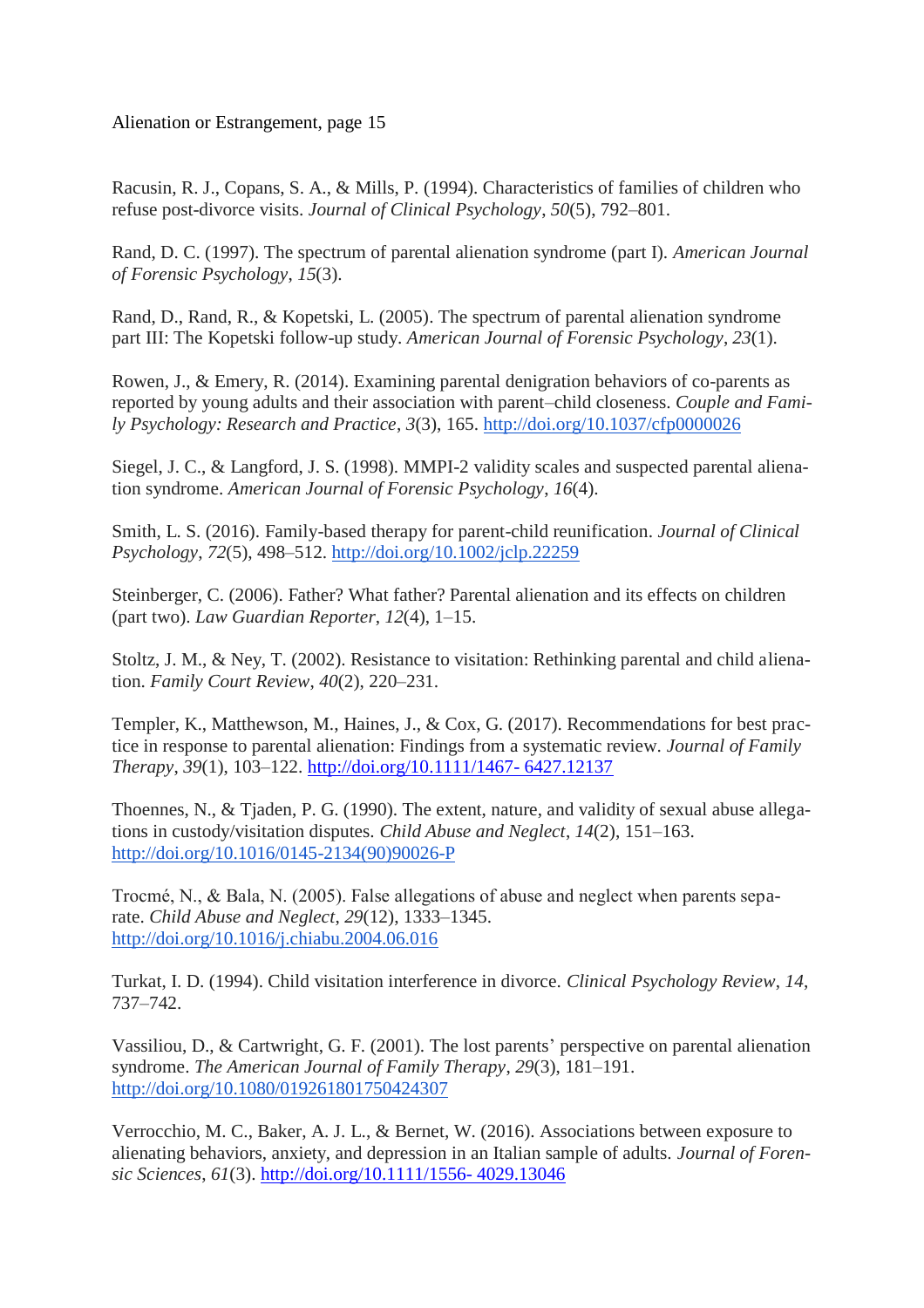Racusin, R. J., Copans, S. A., & Mills, P. (1994). Characteristics of families of children who refuse post-divorce visits. *Journal of Clinical Psychology*, *50*(5), 792–801.

Rand, D. C. (1997). The spectrum of parental alienation syndrome (part I). *American Journal of Forensic Psychology*, *15*(3).

Rand, D., Rand, R., & Kopetski, L. (2005). The spectrum of parental alienation syndrome part III: The Kopetski follow-up study. *American Journal of Forensic Psychology*, *23*(1).

Rowen, J., & Emery, R. (2014). Examining parental denigration behaviors of co-parents as reported by young adults and their association with parent–child closeness. *Couple and Family Psychology: Research and Practice*, *3*(3), 165. http://doi.org/10.1037/cfp0000026

Siegel, J. C., & Langford, J. S. (1998). MMPI-2 validity scales and suspected parental alienation syndrome. *American Journal of Forensic Psychology*, *16*(4).

Smith, L. S. (2016). Family-based therapy for parent-child reunification. *Journal of Clinical Psychology*, *72*(5), 498–512. http://doi.org/10.1002/jclp.22259

Steinberger, C. (2006). Father? What father? Parental alienation and its effects on children (part two). *Law Guardian Reporter*, *12*(4), 1–15.

Stoltz, J. M., & Ney, T. (2002). Resistance to visitation: Rethinking parental and child alienation. *Family Court Review*, *40*(2), 220–231.

Templer, K., Matthewson, M., Haines, J., & Cox, G. (2017). Recommendations for best practice in response to parental alienation: Findings from a systematic review. *Journal of Family Therapy*, *39*(1), 103–122. http://doi.org/10.1111/1467- 6427.12137

Thoennes, N., & Tjaden, P. G. (1990). The extent, nature, and validity of sexual abuse allegations in custody/visitation disputes. *Child Abuse and Neglect*, *14*(2), 151–163. http://doi.org/10.1016/0145-2134(90)90026-P

Trocmé, N., & Bala, N. (2005). False allegations of abuse and neglect when parents separate. *Child Abuse and Neglect*, *29*(12), 1333–1345. http://doi.org/10.1016/j.chiabu.2004.06.016

Turkat, I. D. (1994). Child visitation interference in divorce. *Clinical Psychology Review*, *14*, 737–742.

Vassiliou, D., & Cartwright, G. F. (2001). The lost parents' perspective on parental alienation syndrome. *The American Journal of Family Therapy*, *29*(3), 181–191. http://doi.org/10.1080/019261801750424307

Verrocchio, M. C., Baker, A. J. L., & Bernet, W. (2016). Associations between exposure to alienating behaviors, anxiety, and depression in an Italian sample of adults. *Journal of Forensic Sciences*, *61*(3). http://doi.org/10.1111/1556- 4029.13046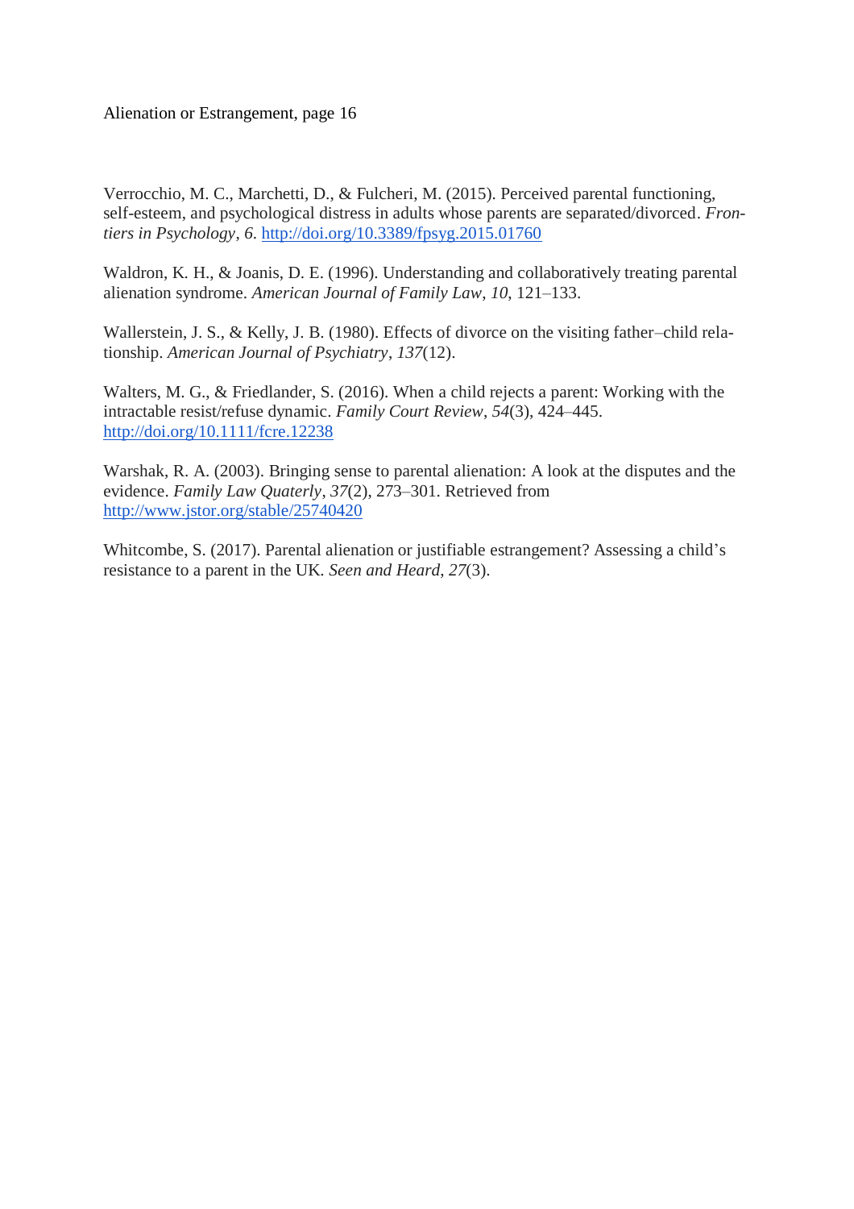Verrocchio, M. C., Marchetti, D., & Fulcheri, M. (2015). Perceived parental functioning, self-esteem, and psychological distress in adults whose parents are separated/divorced. *Frontiers in Psychology*, *6*. http://doi.org/10.3389/fpsyg.2015.01760

Waldron, K. H., & Joanis, D. E. (1996). Understanding and collaboratively treating parental alienation syndrome. *American Journal of Family Law*, *10*, 121–133.

Wallerstein, J. S., & Kelly, J. B. (1980). Effects of divorce on the visiting father–child relationship. *American Journal of Psychiatry*, *137*(12).

Walters, M. G., & Friedlander, S. (2016). When a child rejects a parent: Working with the intractable resist/refuse dynamic. *Family Court Review*, *54*(3), 424–445. http://doi.org/10.1111/fcre.12238

Warshak, R. A. (2003). Bringing sense to parental alienation: A look at the disputes and the evidence. *Family Law Quaterly*, *37*(2), 273–301. Retrieved from http://www.jstor.org/stable/25740420

Whitcombe, S. (2017). Parental alienation or justifiable estrangement? Assessing a child's resistance to a parent in the UK. *Seen and Heard*, *27*(3).